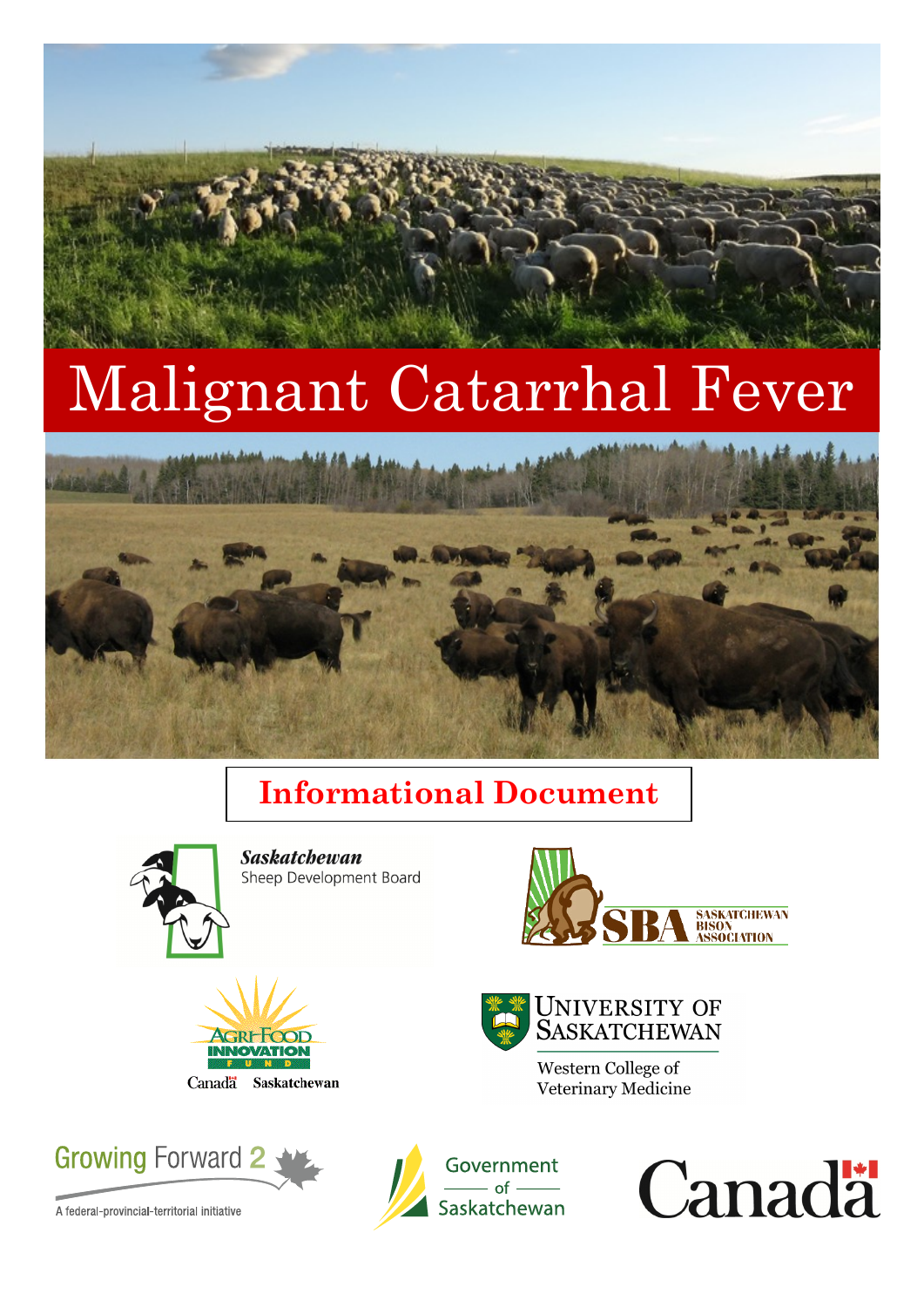# Malignant Catarrhal Fever

## Informational Document

*Saskatchewan* Sheep Development Board

SBA Saskatchewan Bison Association

Agri-Food Innovation Fund

Canada Saskatchewan

University of Saskatchewan

Western College of Veterinary Medicine

Growing Forward 2

A federal-provincial-territorial initiative

Government of Saskatchewan

Canada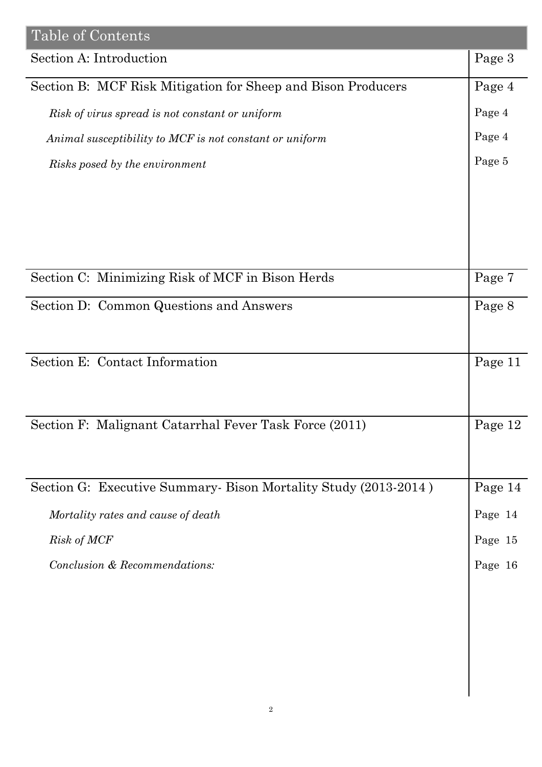## Table of Contents

| | |
|---|---|
| Section A: Introduction | Page 3 |
| Section B: MCF Risk Mitigation for Sheep and Bison Producers | Page 4 |
| *Risk of virus spread is not constant or uniform* | Page 4 |
| *Animal susceptibility to MCF is not constant or uniform* | Page 4 |
| *Risks posed by the environment* | Page 5 |
| Section C: Minimizing Risk of MCF in Bison Herds | Page 7 |
| Section D: Common Questions and Answers | Page 8 |
| Section E: Contact Information | Page 11 |
| Section F: Malignant Catarrhal Fever Task Force (2011) | Page 12 |
| Section G: Executive Summary- Bison Mortality Study (2013-2014 ) | Page 14 |
| *Mortality rates and cause of death* | Page 14 |
| *Risk of MCF* | Page 15 |
| *Conclusion & Recommendations:* | Page 16 |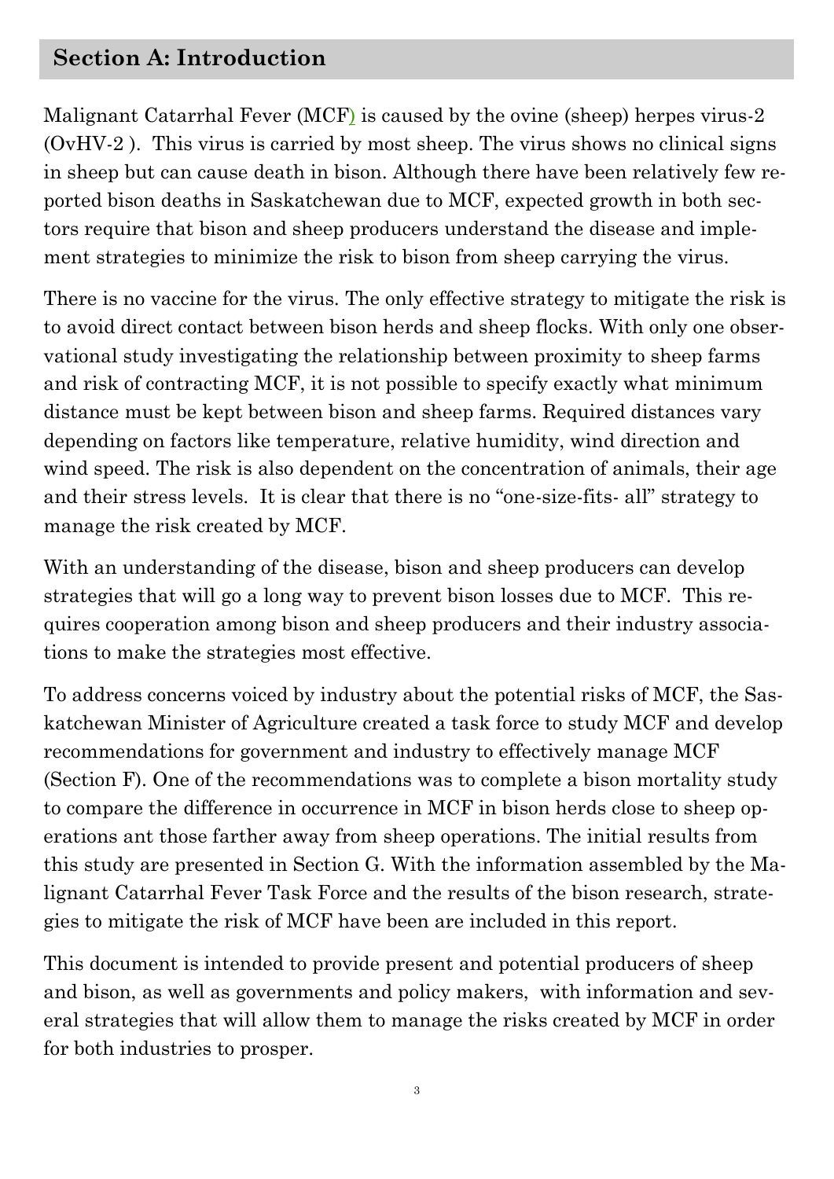## Section A: Introduction

Malignant Catarrhal Fever (MCF) is caused by the ovine (sheep) herpes virus-2 (OvHV-2 ). This virus is carried by most sheep. The virus shows no clinical signs in sheep but can cause death in bison. Although there have been relatively few reported bison deaths in Saskatchewan due to MCF, expected growth in both sectors require that bison and sheep producers understand the disease and implement strategies to minimize the risk to bison from sheep carrying the virus.

There is no vaccine for the virus. The only effective strategy to mitigate the risk is to avoid direct contact between bison herds and sheep flocks. With only one observational study investigating the relationship between proximity to sheep farms and risk of contracting MCF, it is not possible to specify exactly what minimum distance must be kept between bison and sheep farms. Required distances vary depending on factors like temperature, relative humidity, wind direction and wind speed. The risk is also dependent on the concentration of animals, their age and their stress levels. It is clear that there is no "one-size-fits- all" strategy to manage the risk created by MCF.

With an understanding of the disease, bison and sheep producers can develop strategies that will go a long way to prevent bison losses due to MCF. This requires cooperation among bison and sheep producers and their industry associations to make the strategies most effective.

To address concerns voiced by industry about the potential risks of MCF, the Saskatchewan Minister of Agriculture created a task force to study MCF and develop recommendations for government and industry to effectively manage MCF (Section F). One of the recommendations was to complete a bison mortality study to compare the difference in occurrence in MCF in bison herds close to sheep operations ant those farther away from sheep operations. The initial results from this study are presented in Section G. With the information assembled by the Malignant Catarrhal Fever Task Force and the results of the bison research, strategies to mitigate the risk of MCF have been are included in this report.

This document is intended to provide present and potential producers of sheep and bison, as well as governments and policy makers, with information and several strategies that will allow them to manage the risks created by MCF in order for both industries to prosper.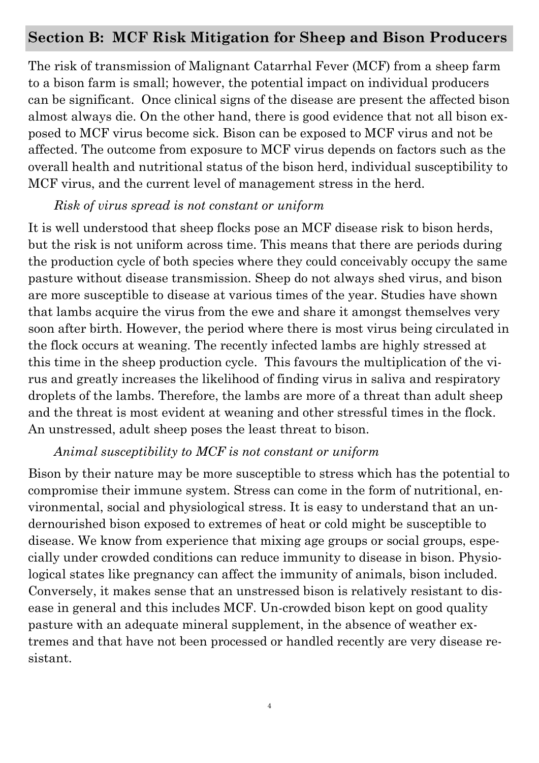## Section B: MCF Risk Mitigation for Sheep and Bison Producers

The risk of transmission of Malignant Catarrhal Fever (MCF) from a sheep farm to a bison farm is small; however, the potential impact on individual producers can be significant. Once clinical signs of the disease are present the affected bison almost always die. On the other hand, there is good evidence that not all bison exposed to MCF virus become sick. Bison can be exposed to MCF virus and not be affected. The outcome from exposure to MCF virus depends on factors such as the overall health and nutritional status of the bison herd, individual susceptibility to MCF virus, and the current level of management stress in the herd.

*Risk of virus spread is not constant or uniform*

It is well understood that sheep flocks pose an MCF disease risk to bison herds, but the risk is not uniform across time. This means that there are periods during the production cycle of both species where they could conceivably occupy the same pasture without disease transmission. Sheep do not always shed virus, and bison are more susceptible to disease at various times of the year. Studies have shown that lambs acquire the virus from the ewe and share it amongst themselves very soon after birth. However, the period where there is most virus being circulated in the flock occurs at weaning. The recently infected lambs are highly stressed at this time in the sheep production cycle. This favours the multiplication of the virus and greatly increases the likelihood of finding virus in saliva and respiratory droplets of the lambs. Therefore, the lambs are more of a threat than adult sheep and the threat is most evident at weaning and other stressful times in the flock. An unstressed, adult sheep poses the least threat to bison.

*Animal susceptibility to MCF is not constant or uniform*

Bison by their nature may be more susceptible to stress which has the potential to compromise their immune system. Stress can come in the form of nutritional, environmental, social and physiological stress. It is easy to understand that an undernourished bison exposed to extremes of heat or cold might be susceptible to disease. We know from experience that mixing age groups or social groups, especially under crowded conditions can reduce immunity to disease in bison. Physiological states like pregnancy can affect the immunity of animals, bison included. Conversely, it makes sense that an unstressed bison is relatively resistant to disease in general and this includes MCF. Un-crowded bison kept on good quality pasture with an adequate mineral supplement, in the absence of weather extremes and that have not been processed or handled recently are very disease resistant.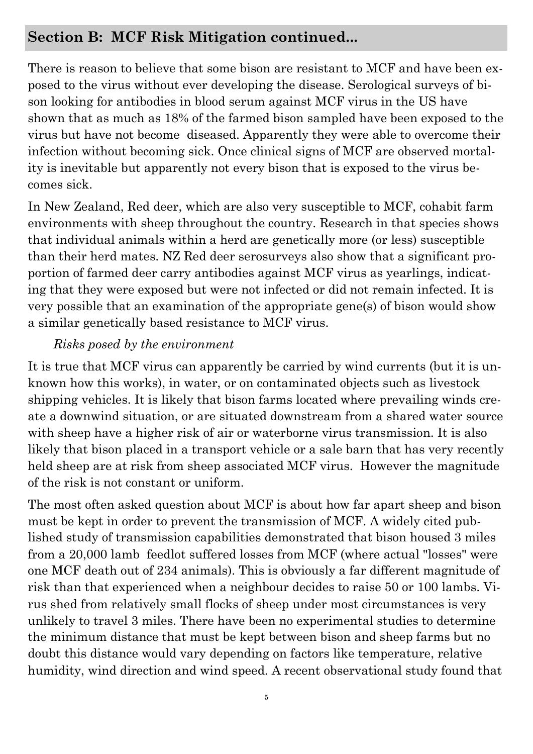## Section B: MCF Risk Mitigation continued...

There is reason to believe that some bison are resistant to MCF and have been exposed to the virus without ever developing the disease. Serological surveys of bison looking for antibodies in blood serum against MCF virus in the US have shown that as much as 18% of the farmed bison sampled have been exposed to the virus but have not become diseased. Apparently they were able to overcome their infection without becoming sick. Once clinical signs of MCF are observed mortality is inevitable but apparently not every bison that is exposed to the virus becomes sick.

In New Zealand, Red deer, which are also very susceptible to MCF, cohabit farm environments with sheep throughout the country. Research in that species shows that individual animals within a herd are genetically more (or less) susceptible than their herd mates. NZ Red deer serosurveys also show that a significant proportion of farmed deer carry antibodies against MCF virus as yearlings, indicating that they were exposed but were not infected or did not remain infected. It is very possible that an examination of the appropriate gene(s) of bison would show a similar genetically based resistance to MCF virus.

*Risks posed by the environment*

It is true that MCF virus can apparently be carried by wind currents (but it is unknown how this works), in water, or on contaminated objects such as livestock shipping vehicles. It is likely that bison farms located where prevailing winds create a downwind situation, or are situated downstream from a shared water source with sheep have a higher risk of air or waterborne virus transmission. It is also likely that bison placed in a transport vehicle or a sale barn that has very recently held sheep are at risk from sheep associated MCF virus. However the magnitude of the risk is not constant or uniform.

The most often asked question about MCF is about how far apart sheep and bison must be kept in order to prevent the transmission of MCF. A widely cited published study of transmission capabilities demonstrated that bison housed 3 miles from a 20,000 lamb feedlot suffered losses from MCF (where actual "losses" were one MCF death out of 234 animals). This is obviously a far different magnitude of risk than that experienced when a neighbour decides to raise 50 or 100 lambs. Virus shed from relatively small flocks of sheep under most circumstances is very unlikely to travel 3 miles. There have been no experimental studies to determine the minimum distance that must be kept between bison and sheep farms but no doubt this distance would vary depending on factors like temperature, relative humidity, wind direction and wind speed. A recent observational study found that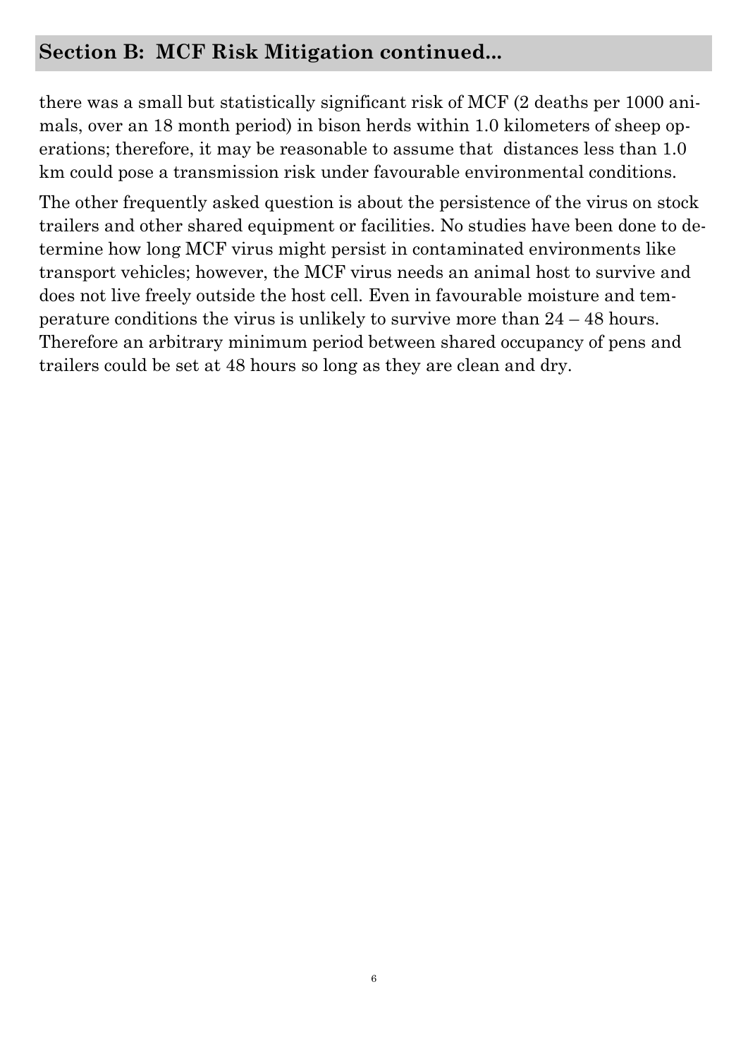## Section B: MCF Risk Mitigation continued...

there was a small but statistically significant risk of MCF (2 deaths per 1000 animals, over an 18 month period) in bison herds within 1.0 kilometers of sheep operations; therefore, it may be reasonable to assume that distances less than 1.0 km could pose a transmission risk under favourable environmental conditions.

The other frequently asked question is about the persistence of the virus on stock trailers and other shared equipment or facilities. No studies have been done to determine how long MCF virus might persist in contaminated environments like transport vehicles; however, the MCF virus needs an animal host to survive and does not live freely outside the host cell. Even in favourable moisture and temperature conditions the virus is unlikely to survive more than 24 – 48 hours. Therefore an arbitrary minimum period between shared occupancy of pens and trailers could be set at 48 hours so long as they are clean and dry.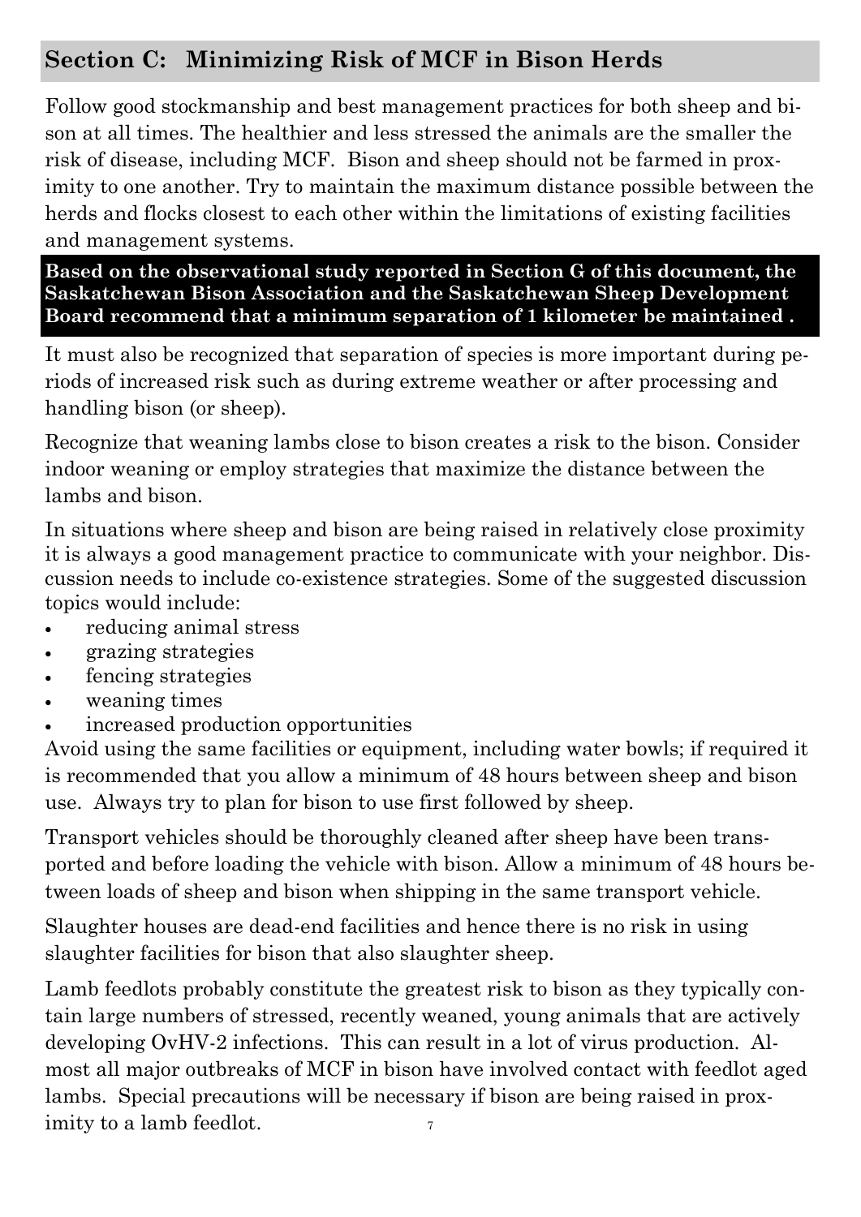## Section C: Minimizing Risk of MCF in Bison Herds

Follow good stockmanship and best management practices for both sheep and bison at all times. The healthier and less stressed the animals are the smaller the risk of disease, including MCF. Bison and sheep should not be farmed in proximity to one another. Try to maintain the maximum distance possible between the herds and flocks closest to each other within the limitations of existing facilities and management systems.

**Based on the observational study reported in Section G of this document, the Saskatchewan Bison Association and the Saskatchewan Sheep Development Board recommend that a minimum separation of 1 kilometer be maintained .**

It must also be recognized that separation of species is more important during periods of increased risk such as during extreme weather or after processing and handling bison (or sheep).

Recognize that weaning lambs close to bison creates a risk to the bison. Consider indoor weaning or employ strategies that maximize the distance between the lambs and bison.

In situations where sheep and bison are being raised in relatively close proximity it is always a good management practice to communicate with your neighbor. Discussion needs to include co-existence strategies. Some of the suggested discussion topics would include:

- reducing animal stress
- grazing strategies
- fencing strategies
- weaning times
- increased production opportunities

Avoid using the same facilities or equipment, including water bowls; if required it is recommended that you allow a minimum of 48 hours between sheep and bison use. Always try to plan for bison to use first followed by sheep.

Transport vehicles should be thoroughly cleaned after sheep have been transported and before loading the vehicle with bison. Allow a minimum of 48 hours between loads of sheep and bison when shipping in the same transport vehicle.

Slaughter houses are dead-end facilities and hence there is no risk in using slaughter facilities for bison that also slaughter sheep.

Lamb feedlots probably constitute the greatest risk to bison as they typically contain large numbers of stressed, recently weaned, young animals that are actively developing OvHV-2 infections. This can result in a lot of virus production. Almost all major outbreaks of MCF in bison have involved contact with feedlot aged lambs. Special precautions will be necessary if bison are being raised in proximity to a lamb feedlot.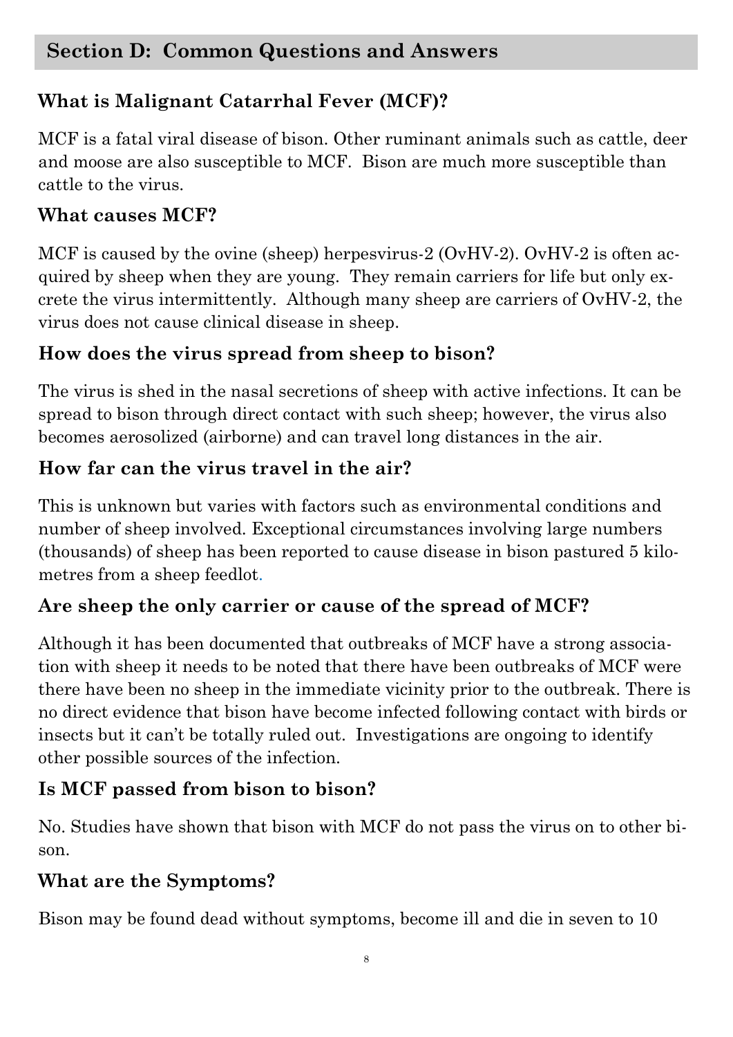## Section D: Common Questions and Answers

### What is Malignant Catarrhal Fever (MCF)?

MCF is a fatal viral disease of bison. Other ruminant animals such as cattle, deer and moose are also susceptible to MCF. Bison are much more susceptible than cattle to the virus.

### What causes MCF?

MCF is caused by the ovine (sheep) herpesvirus-2 (OvHV-2). OvHV-2 is often acquired by sheep when they are young. They remain carriers for life but only excrete the virus intermittently. Although many sheep are carriers of OvHV-2, the virus does not cause clinical disease in sheep.

### How does the virus spread from sheep to bison?

The virus is shed in the nasal secretions of sheep with active infections. It can be spread to bison through direct contact with such sheep; however, the virus also becomes aerosolized (airborne) and can travel long distances in the air.

### How far can the virus travel in the air?

This is unknown but varies with factors such as environmental conditions and number of sheep involved. Exceptional circumstances involving large numbers (thousands) of sheep has been reported to cause disease in bison pastured 5 kilometres from a sheep feedlot.

### Are sheep the only carrier or cause of the spread of MCF?

Although it has been documented that outbreaks of MCF have a strong association with sheep it needs to be noted that there have been outbreaks of MCF were there have been no sheep in the immediate vicinity prior to the outbreak. There is no direct evidence that bison have become infected following contact with birds or insects but it can't be totally ruled out. Investigations are ongoing to identify other possible sources of the infection.

### Is MCF passed from bison to bison?

No. Studies have shown that bison with MCF do not pass the virus on to other bison.

### What are the Symptoms?

Bison may be found dead without symptoms, become ill and die in seven to 10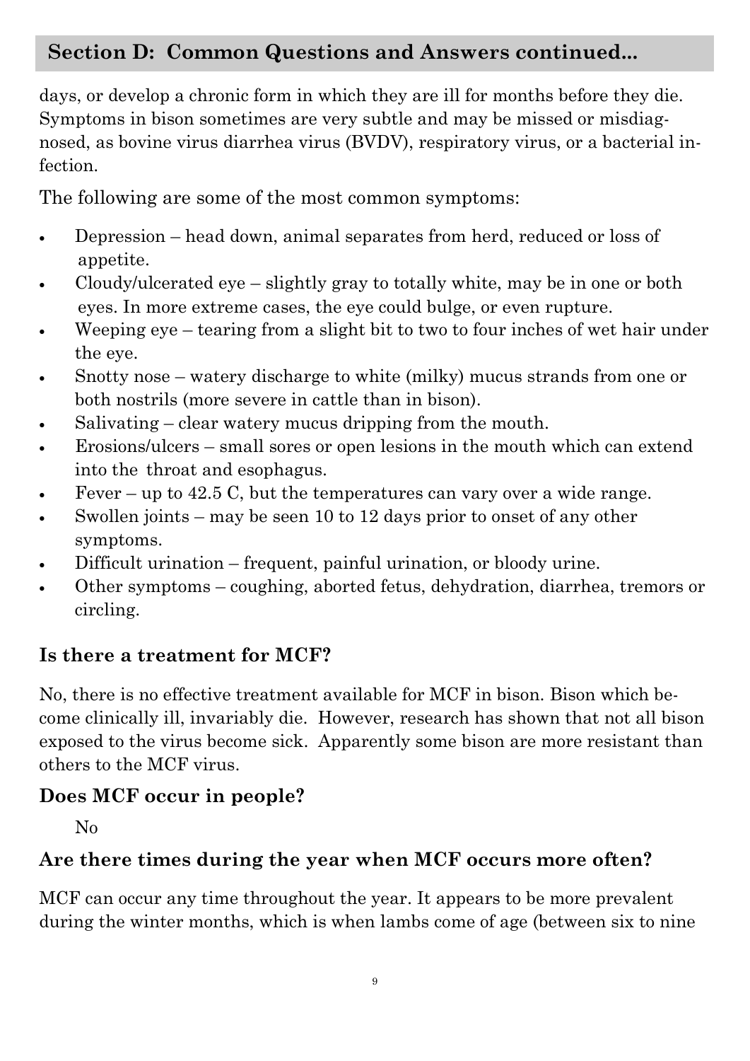## Section D: Common Questions and Answers continued...

days, or develop a chronic form in which they are ill for months before they die. Symptoms in bison sometimes are very subtle and may be missed or misdiagnosed, as bovine virus diarrhea virus (BVDV), respiratory virus, or a bacterial infection.

The following are some of the most common symptoms:

- Depression – head down, animal separates from herd, reduced or loss of appetite.
- Cloudy/ulcerated eye – slightly gray to totally white, may be in one or both eyes. In more extreme cases, the eye could bulge, or even rupture.
- Weeping eye – tearing from a slight bit to two to four inches of wet hair under the eye.
- Snotty nose – watery discharge to white (milky) mucus strands from one or both nostrils (more severe in cattle than in bison).
- Salivating – clear watery mucus dripping from the mouth.
- Erosions/ulcers – small sores or open lesions in the mouth which can extend into the throat and esophagus.
- Fever – up to 42.5 C, but the temperatures can vary over a wide range.
- Swollen joints – may be seen 10 to 12 days prior to onset of any other symptoms.
- Difficult urination – frequent, painful urination, or bloody urine.
- Other symptoms – coughing, aborted fetus, dehydration, diarrhea, tremors or circling.

### Is there a treatment for MCF?

No, there is no effective treatment available for MCF in bison. Bison which become clinically ill, invariably die. However, research has shown that not all bison exposed to the virus become sick. Apparently some bison are more resistant than others to the MCF virus.

### Does MCF occur in people?

No

### Are there times during the year when MCF occurs more often?

MCF can occur any time throughout the year. It appears to be more prevalent during the winter months, which is when lambs come of age (between six to nine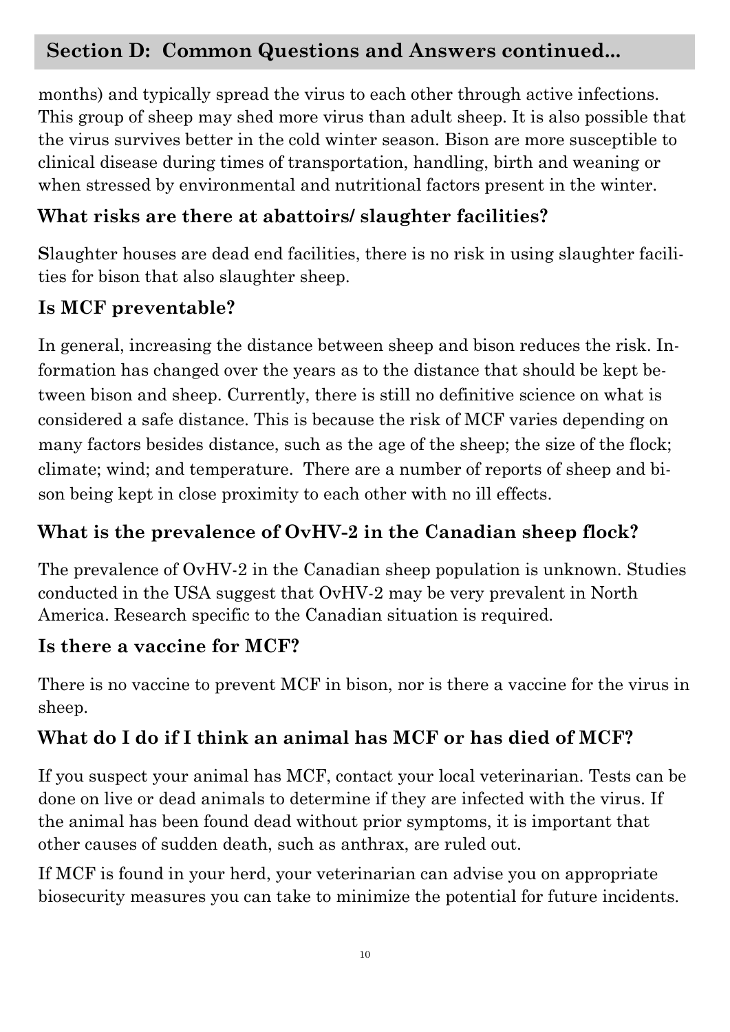## Section D: Common Questions and Answers continued...

months) and typically spread the virus to each other through active infections. This group of sheep may shed more virus than adult sheep. It is also possible that the virus survives better in the cold winter season. Bison are more susceptible to clinical disease during times of transportation, handling, birth and weaning or when stressed by environmental and nutritional factors present in the winter.

### What risks are there at abattoirs/ slaughter facilities?

**S**laughter houses are dead end facilities, there is no risk in using slaughter facilities for bison that also slaughter sheep.

### Is MCF preventable?

In general, increasing the distance between sheep and bison reduces the risk. Information has changed over the years as to the distance that should be kept between bison and sheep. Currently, there is still no definitive science on what is considered a safe distance. This is because the risk of MCF varies depending on many factors besides distance, such as the age of the sheep; the size of the flock; climate; wind; and temperature. There are a number of reports of sheep and bison being kept in close proximity to each other with no ill effects.

### What is the prevalence of OvHV-2 in the Canadian sheep flock?

The prevalence of OvHV-2 in the Canadian sheep population is unknown. Studies conducted in the USA suggest that OvHV-2 may be very prevalent in North America. Research specific to the Canadian situation is required.

### Is there a vaccine for MCF?

There is no vaccine to prevent MCF in bison, nor is there a vaccine for the virus in sheep.

### What do I do if I think an animal has MCF or has died of MCF?

If you suspect your animal has MCF, contact your local veterinarian. Tests can be done on live or dead animals to determine if they are infected with the virus. If the animal has been found dead without prior symptoms, it is important that other causes of sudden death, such as anthrax, are ruled out.

If MCF is found in your herd, your veterinarian can advise you on appropriate biosecurity measures you can take to minimize the potential for future incidents.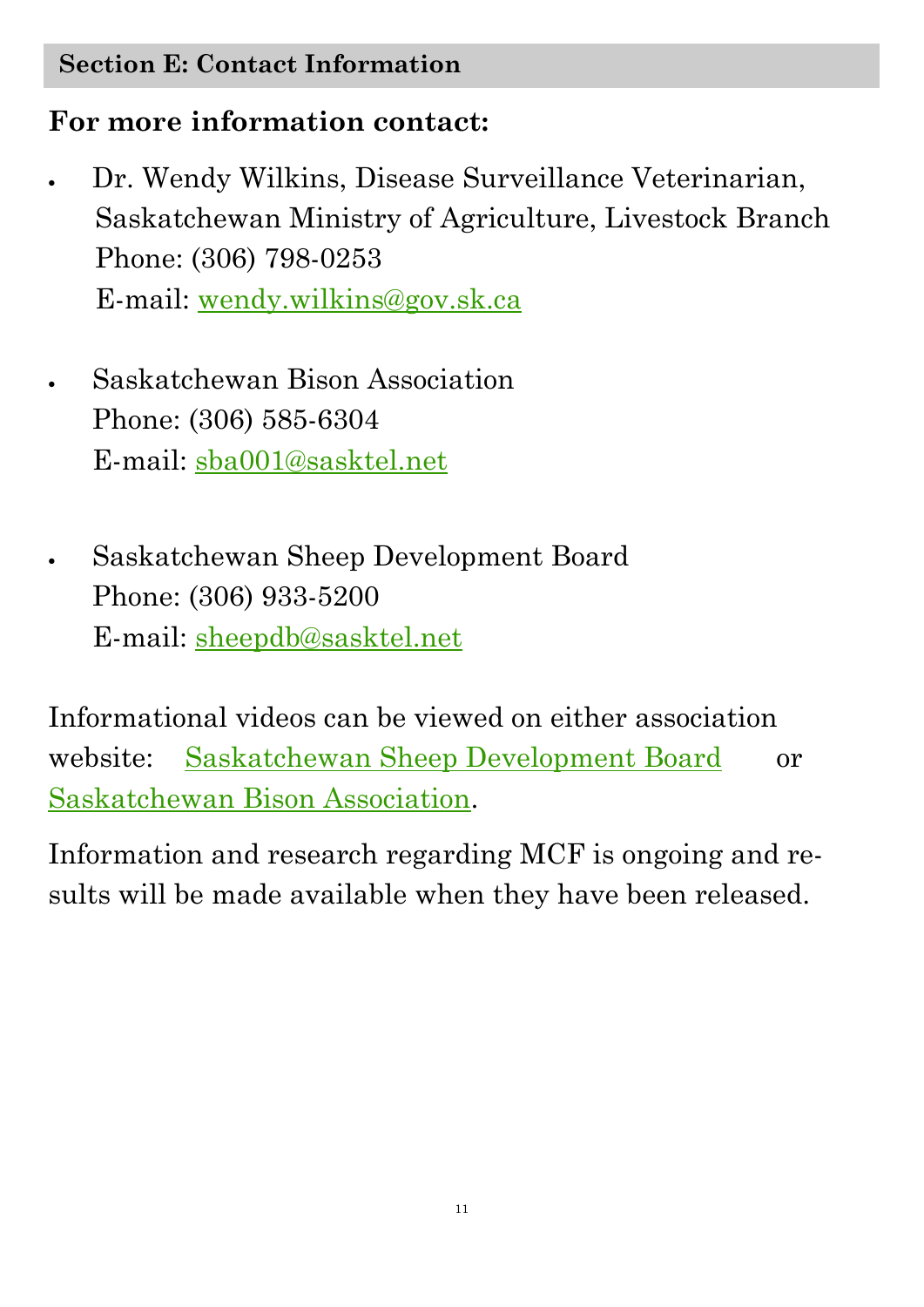## Section E: Contact Information

**For more information contact:**

- Dr. Wendy Wilkins, Disease Surveillance Veterinarian, Saskatchewan Ministry of Agriculture, Livestock Branch
  Phone: (306) 798-0253
  E-mail: wendy.wilkins@gov.sk.ca

- Saskatchewan Bison Association
  Phone: (306) 585-6304
  E-mail: sba001@sasktel.net

- Saskatchewan Sheep Development Board
  Phone: (306) 933-5200
  E-mail: sheepdb@sasktel.net

Informational videos can be viewed on either association website: Saskatchewan Sheep Development Board or Saskatchewan Bison Association.

Information and research regarding MCF is ongoing and results will be made available when they have been released.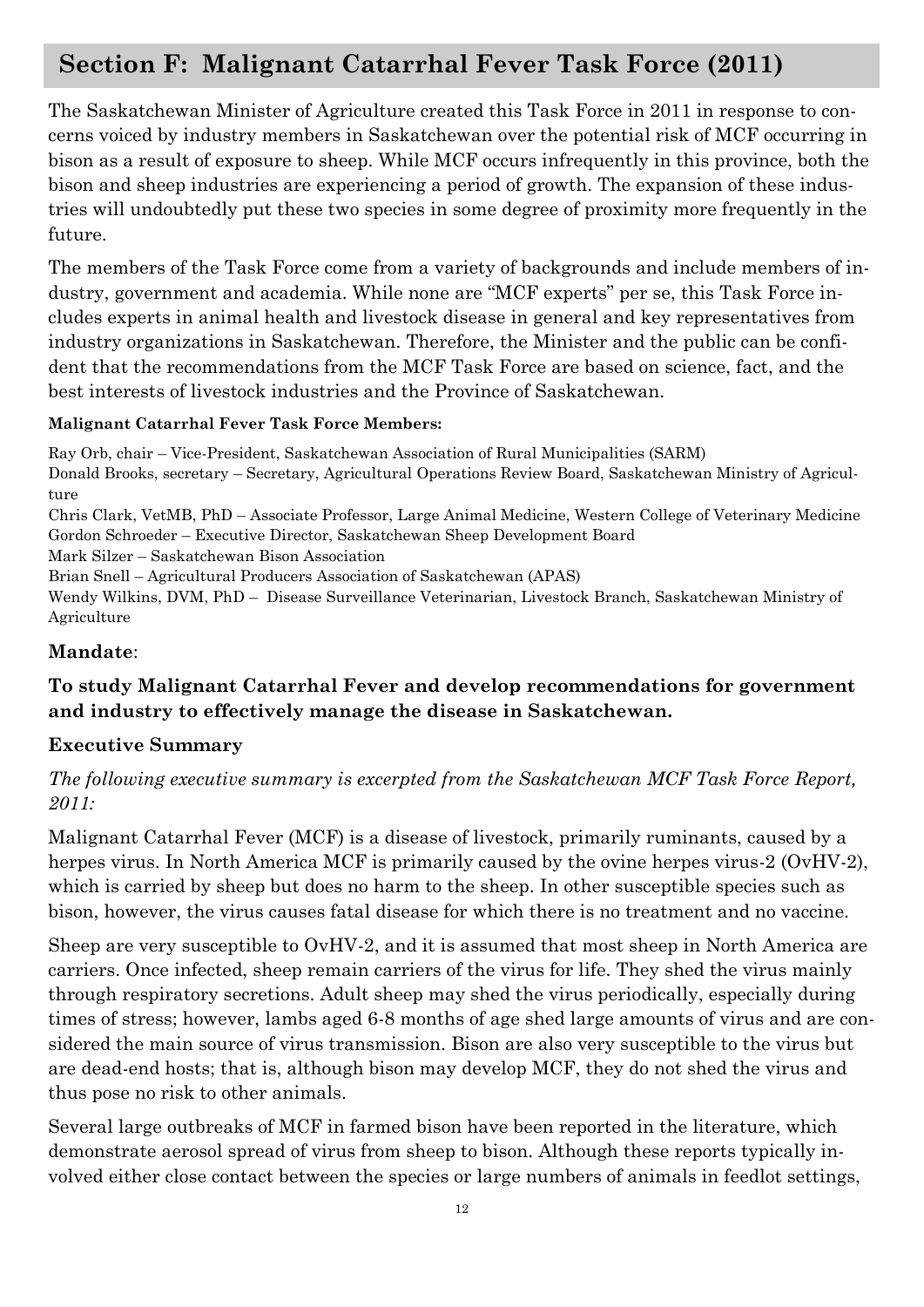## Section F: Malignant Catarrhal Fever Task Force (2011)

The Saskatchewan Minister of Agriculture created this Task Force in 2011 in response to concerns voiced by industry members in Saskatchewan over the potential risk of MCF occurring in bison as a result of exposure to sheep. While MCF occurs infrequently in this province, both the bison and sheep industries are experiencing a period of growth. The expansion of these industries will undoubtedly put these two species in some degree of proximity more frequently in the future.

The members of the Task Force come from a variety of backgrounds and include members of industry, government and academia. While none are "MCF experts" per se, this Task Force includes experts in animal health and livestock disease in general and key representatives from industry organizations in Saskatchewan. Therefore, the Minister and the public can be confident that the recommendations from the MCF Task Force are based on science, fact, and the best interests of livestock industries and the Province of Saskatchewan.

**Malignant Catarrhal Fever Task Force Members:**

Ray Orb, chair – Vice-President, Saskatchewan Association of Rural Municipalities (SARM)
Donald Brooks, secretary – Secretary, Agricultural Operations Review Board, Saskatchewan Ministry of Agriculture
Chris Clark, VetMB, PhD – Associate Professor, Large Animal Medicine, Western College of Veterinary Medicine
Gordon Schroeder – Executive Director, Saskatchewan Sheep Development Board
Mark Silzer – Saskatchewan Bison Association
Brian Snell – Agricultural Producers Association of Saskatchewan (APAS)
Wendy Wilkins, DVM, PhD – Disease Surveillance Veterinarian, Livestock Branch, Saskatchewan Ministry of Agriculture

### Mandate:

**To study Malignant Catarrhal Fever and develop recommendations for government and industry to effectively manage the disease in Saskatchewan.**

### Executive Summary

*The following executive summary is excerpted from the Saskatchewan MCF Task Force Report, 2011:*

Malignant Catarrhal Fever (MCF) is a disease of livestock, primarily ruminants, caused by a herpes virus. In North America MCF is primarily caused by the ovine herpes virus-2 (OvHV-2), which is carried by sheep but does no harm to the sheep. In other susceptible species such as bison, however, the virus causes fatal disease for which there is no treatment and no vaccine.

Sheep are very susceptible to OvHV-2, and it is assumed that most sheep in North America are carriers. Once infected, sheep remain carriers of the virus for life. They shed the virus mainly through respiratory secretions. Adult sheep may shed the virus periodically, especially during times of stress; however, lambs aged 6-8 months of age shed large amounts of virus and are considered the main source of virus transmission. Bison are also very susceptible to the virus but are dead-end hosts; that is, although bison may develop MCF, they do not shed the virus and thus pose no risk to other animals.

Several large outbreaks of MCF in farmed bison have been reported in the literature, which demonstrate aerosol spread of virus from sheep to bison. Although these reports typically involved either close contact between the species or large numbers of animals in feedlot settings,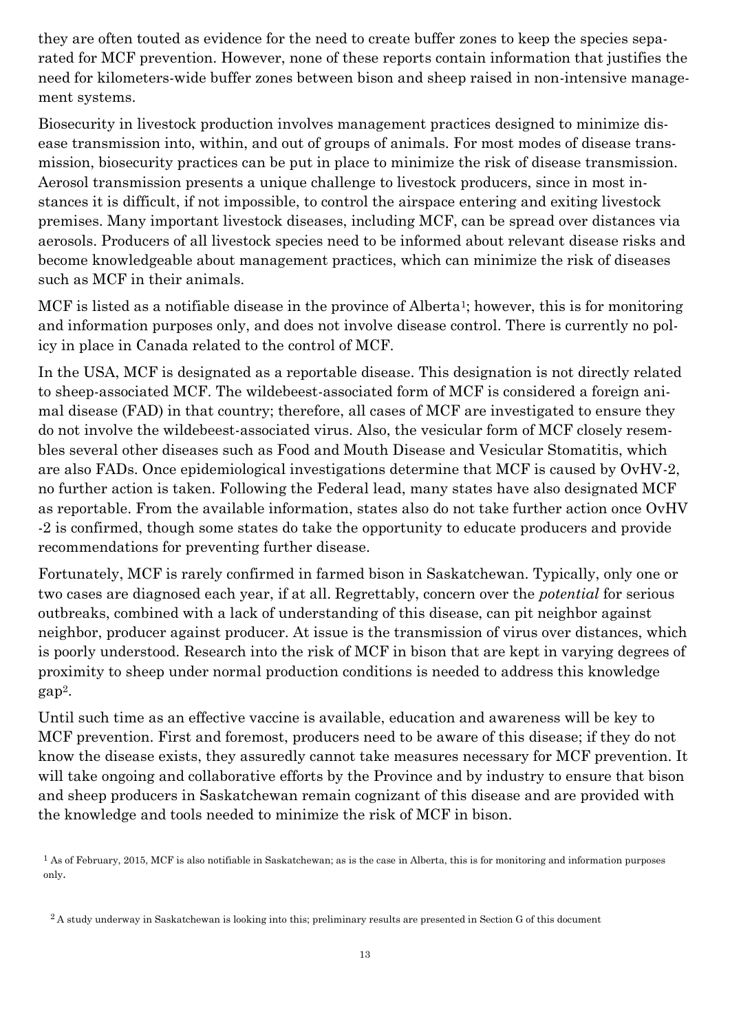they are often touted as evidence for the need to create buffer zones to keep the species separated for MCF prevention. However, none of these reports contain information that justifies the need for kilometers-wide buffer zones between bison and sheep raised in non-intensive management systems.

Biosecurity in livestock production involves management practices designed to minimize disease transmission into, within, and out of groups of animals. For most modes of disease transmission, biosecurity practices can be put in place to minimize the risk of disease transmission. Aerosol transmission presents a unique challenge to livestock producers, since in most instances it is difficult, if not impossible, to control the airspace entering and exiting livestock premises. Many important livestock diseases, including MCF, can be spread over distances via aerosols. Producers of all livestock species need to be informed about relevant disease risks and become knowledgeable about management practices, which can minimize the risk of diseases such as MCF in their animals.

MCF is listed as a notifiable disease in the province of Alberta[1]; however, this is for monitoring and information purposes only, and does not involve disease control. There is currently no policy in place in Canada related to the control of MCF.

In the USA, MCF is designated as a reportable disease. This designation is not directly related to sheep-associated MCF. The wildebeest-associated form of MCF is considered a foreign animal disease (FAD) in that country; therefore, all cases of MCF are investigated to ensure they do not involve the wildebeest-associated virus. Also, the vesicular form of MCF closely resembles several other diseases such as Food and Mouth Disease and Vesicular Stomatitis, which are also FADs. Once epidemiological investigations determine that MCF is caused by OvHV-2, no further action is taken. Following the Federal lead, many states have also designated MCF as reportable. From the available information, states also do not take further action once OvHV-2 is confirmed, though some states do take the opportunity to educate producers and provide recommendations for preventing further disease.

Fortunately, MCF is rarely confirmed in farmed bison in Saskatchewan. Typically, only one or two cases are diagnosed each year, if at all. Regrettably, concern over the *potential* for serious outbreaks, combined with a lack of understanding of this disease, can pit neighbor against neighbor, producer against producer. At issue is the transmission of virus over distances, which is poorly understood. Research into the risk of MCF in bison that are kept in varying degrees of proximity to sheep under normal production conditions is needed to address this knowledge gap[2].

Until such time as an effective vaccine is available, education and awareness will be key to MCF prevention. First and foremost, producers need to be aware of this disease; if they do not know the disease exists, they assuredly cannot take measures necessary for MCF prevention. It will take ongoing and collaborative efforts by the Province and by industry to ensure that bison and sheep producers in Saskatchewan remain cognizant of this disease and are provided with the knowledge and tools needed to minimize the risk of MCF in bison.

[1] As of February, 2015, MCF is also notifiable in Saskatchewan; as is the case in Alberta, this is for monitoring and information purposes only.

[2] A study underway in Saskatchewan is looking into this; preliminary results are presented in Section G of this document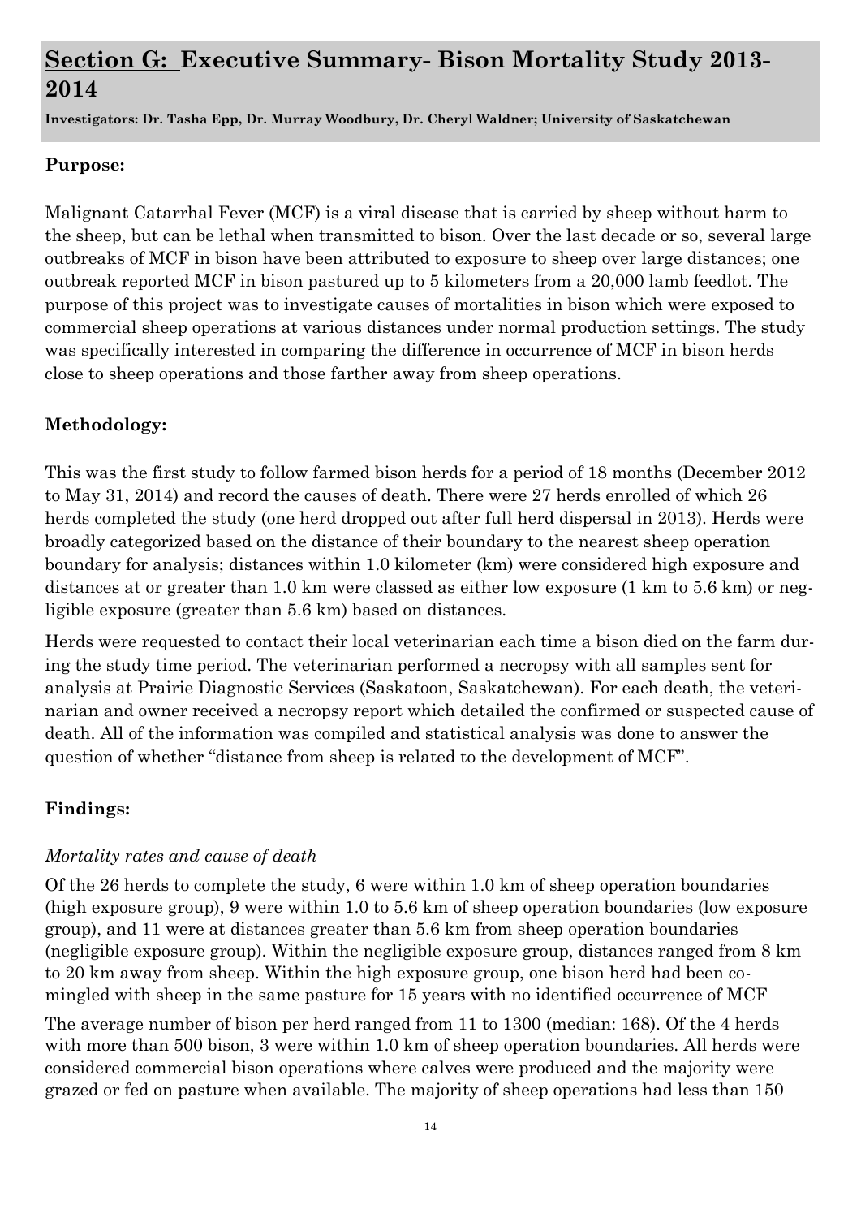## Section G: Executive Summary- Bison Mortality Study 2013-2014

**Investigators: Dr. Tasha Epp, Dr. Murray Woodbury, Dr. Cheryl Waldner; University of Saskatchewan**

### Purpose:

Malignant Catarrhal Fever (MCF) is a viral disease that is carried by sheep without harm to the sheep, but can be lethal when transmitted to bison. Over the last decade or so, several large outbreaks of MCF in bison have been attributed to exposure to sheep over large distances; one outbreak reported MCF in bison pastured up to 5 kilometers from a 20,000 lamb feedlot. The purpose of this project was to investigate causes of mortalities in bison which were exposed to commercial sheep operations at various distances under normal production settings. The study was specifically interested in comparing the difference in occurrence of MCF in bison herds close to sheep operations and those farther away from sheep operations.

### Methodology:

This was the first study to follow farmed bison herds for a period of 18 months (December 2012 to May 31, 2014) and record the causes of death. There were 27 herds enrolled of which 26 herds completed the study (one herd dropped out after full herd dispersal in 2013). Herds were broadly categorized based on the distance of their boundary to the nearest sheep operation boundary for analysis; distances within 1.0 kilometer (km) were considered high exposure and distances at or greater than 1.0 km were classed as either low exposure (1 km to 5.6 km) or negligible exposure (greater than 5.6 km) based on distances.

Herds were requested to contact their local veterinarian each time a bison died on the farm during the study time period. The veterinarian performed a necropsy with all samples sent for analysis at Prairie Diagnostic Services (Saskatoon, Saskatchewan). For each death, the veterinarian and owner received a necropsy report which detailed the confirmed or suspected cause of death. All of the information was compiled and statistical analysis was done to answer the question of whether "distance from sheep is related to the development of MCF".

### Findings:

*Mortality rates and cause of death*

Of the 26 herds to complete the study, 6 were within 1.0 km of sheep operation boundaries (high exposure group), 9 were within 1.0 to 5.6 km of sheep operation boundaries (low exposure group), and 11 were at distances greater than 5.6 km from sheep operation boundaries (negligible exposure group). Within the negligible exposure group, distances ranged from 8 km to 20 km away from sheep. Within the high exposure group, one bison herd had been co-mingled with sheep in the same pasture for 15 years with no identified occurrence of MCF

The average number of bison per herd ranged from 11 to 1300 (median: 168). Of the 4 herds with more than 500 bison, 3 were within 1.0 km of sheep operation boundaries. All herds were considered commercial bison operations where calves were produced and the majority were grazed or fed on pasture when available. The majority of sheep operations had less than 150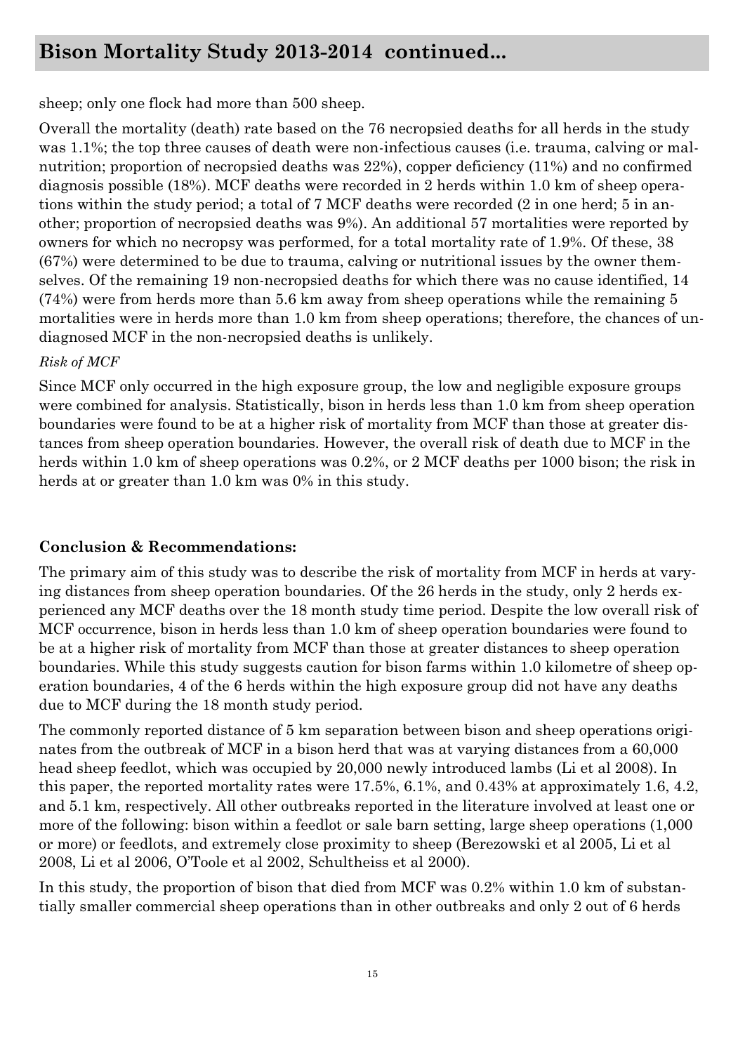## Bison Mortality Study 2013-2014 continued...

sheep; only one flock had more than 500 sheep.

Overall the mortality (death) rate based on the 76 necropsied deaths for all herds in the study was 1.1%; the top three causes of death were non-infectious causes (i.e. trauma, calving or malnutrition; proportion of necropsied deaths was 22%), copper deficiency (11%) and no confirmed diagnosis possible (18%). MCF deaths were recorded in 2 herds within 1.0 km of sheep operations within the study period; a total of 7 MCF deaths were recorded (2 in one herd; 5 in another; proportion of necropsied deaths was 9%). An additional 57 mortalities were reported by owners for which no necropsy was performed, for a total mortality rate of 1.9%. Of these, 38 (67%) were determined to be due to trauma, calving or nutritional issues by the owner themselves. Of the remaining 19 non-necropsied deaths for which there was no cause identified, 14 (74%) were from herds more than 5.6 km away from sheep operations while the remaining 5 mortalities were in herds more than 1.0 km from sheep operations; therefore, the chances of undiagnosed MCF in the non-necropsied deaths is unlikely.

*Risk of MCF*

Since MCF only occurred in the high exposure group, the low and negligible exposure groups were combined for analysis. Statistically, bison in herds less than 1.0 km from sheep operation boundaries were found to be at a higher risk of mortality from MCF than those at greater distances from sheep operation boundaries. However, the overall risk of death due to MCF in the herds within 1.0 km of sheep operations was 0.2%, or 2 MCF deaths per 1000 bison; the risk in herds at or greater than 1.0 km was 0% in this study.

**Conclusion & Recommendations:**

The primary aim of this study was to describe the risk of mortality from MCF in herds at varying distances from sheep operation boundaries. Of the 26 herds in the study, only 2 herds experienced any MCF deaths over the 18 month study time period. Despite the low overall risk of MCF occurrence, bison in herds less than 1.0 km of sheep operation boundaries were found to be at a higher risk of mortality from MCF than those at greater distances to sheep operation boundaries. While this study suggests caution for bison farms within 1.0 kilometre of sheep operation boundaries, 4 of the 6 herds within the high exposure group did not have any deaths due to MCF during the 18 month study period.

The commonly reported distance of 5 km separation between bison and sheep operations originates from the outbreak of MCF in a bison herd that was at varying distances from a 60,000 head sheep feedlot, which was occupied by 20,000 newly introduced lambs (Li et al 2008). In this paper, the reported mortality rates were 17.5%, 6.1%, and 0.43% at approximately 1.6, 4.2, and 5.1 km, respectively. All other outbreaks reported in the literature involved at least one or more of the following: bison within a feedlot or sale barn setting, large sheep operations (1,000 or more) or feedlots, and extremely close proximity to sheep (Berezowski et al 2005, Li et al 2008, Li et al 2006, O'Toole et al 2002, Schultheiss et al 2000).

In this study, the proportion of bison that died from MCF was 0.2% within 1.0 km of substantially smaller commercial sheep operations than in other outbreaks and only 2 out of 6 herds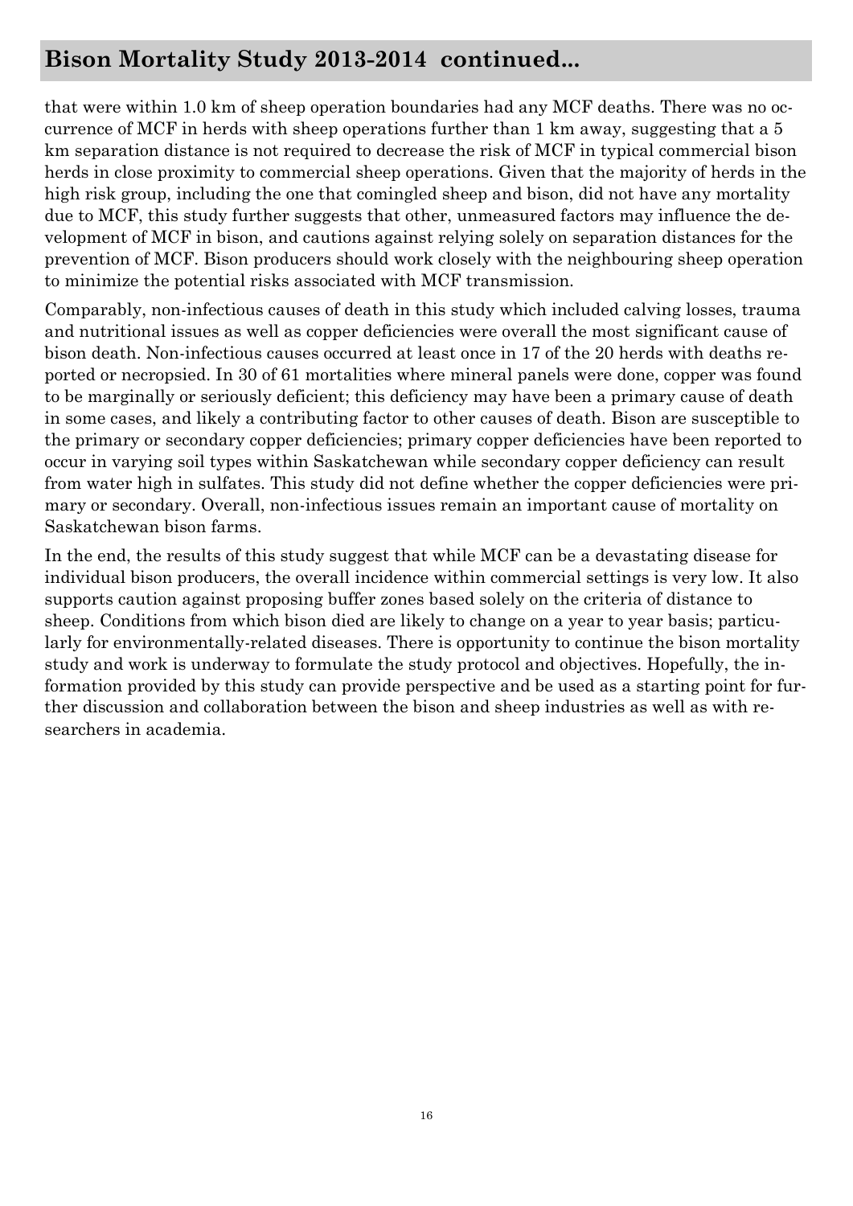## Bison Mortality Study 2013-2014 continued...

that were within 1.0 km of sheep operation boundaries had any MCF deaths. There was no occurrence of MCF in herds with sheep operations further than 1 km away, suggesting that a 5 km separation distance is not required to decrease the risk of MCF in typical commercial bison herds in close proximity to commercial sheep operations. Given that the majority of herds in the high risk group, including the one that comingled sheep and bison, did not have any mortality due to MCF, this study further suggests that other, unmeasured factors may influence the development of MCF in bison, and cautions against relying solely on separation distances for the prevention of MCF. Bison producers should work closely with the neighbouring sheep operation to minimize the potential risks associated with MCF transmission.

Comparably, non-infectious causes of death in this study which included calving losses, trauma and nutritional issues as well as copper deficiencies were overall the most significant cause of bison death. Non-infectious causes occurred at least once in 17 of the 20 herds with deaths reported or necropsied. In 30 of 61 mortalities where mineral panels were done, copper was found to be marginally or seriously deficient; this deficiency may have been a primary cause of death in some cases, and likely a contributing factor to other causes of death. Bison are susceptible to the primary or secondary copper deficiencies; primary copper deficiencies have been reported to occur in varying soil types within Saskatchewan while secondary copper deficiency can result from water high in sulfates. This study did not define whether the copper deficiencies were primary or secondary. Overall, non-infectious issues remain an important cause of mortality on Saskatchewan bison farms.

In the end, the results of this study suggest that while MCF can be a devastating disease for individual bison producers, the overall incidence within commercial settings is very low. It also supports caution against proposing buffer zones based solely on the criteria of distance to sheep. Conditions from which bison died are likely to change on a year to year basis; particularly for environmentally-related diseases. There is opportunity to continue the bison mortality study and work is underway to formulate the study protocol and objectives. Hopefully, the information provided by this study can provide perspective and be used as a starting point for further discussion and collaboration between the bison and sheep industries as well as with researchers in academia.